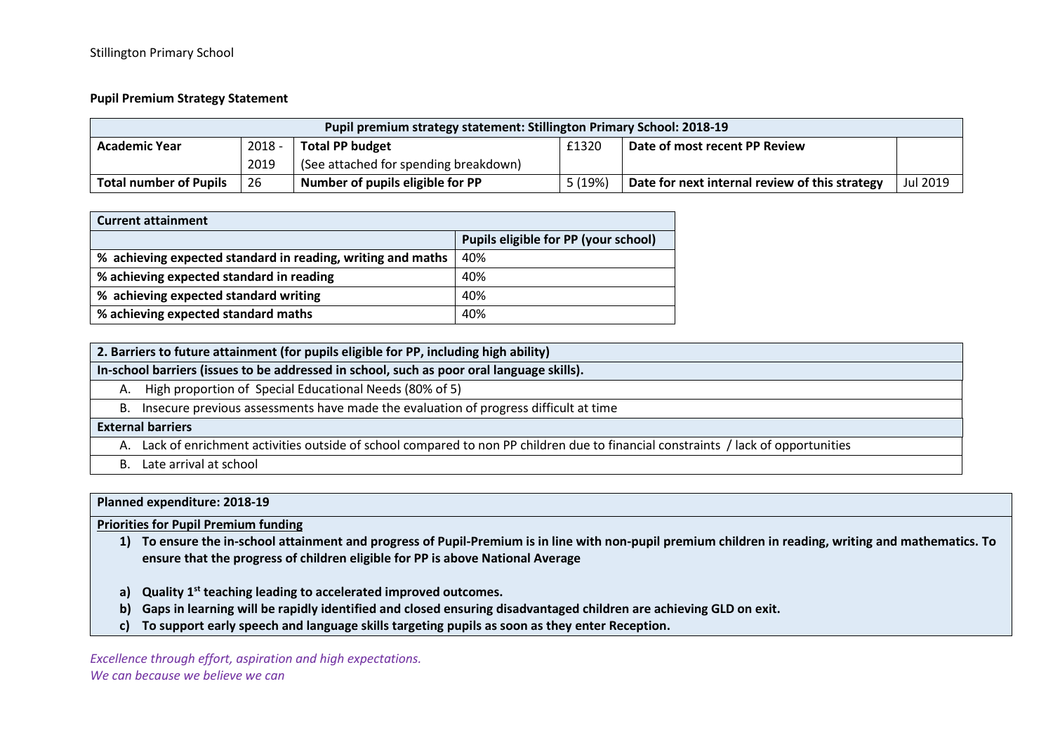Stillington Primary School

**Pupil Premium Strategy Statement**

| Pupil premium strategy statement: Stillington Primary School: 2018-19 | | | | | |
|---|---|---|---|---|---|
| **Academic Year** | 2018 - 2019 | **Total PP budget** (See attached for spending breakdown) | £1320 | **Date of most recent PP Review** | |
| **Total number of Pupils** | 26 | **Number of pupils eligible for PP** | 5 (19%) | **Date for next internal review of this strategy** | Jul 2019 |

| **Current attainment** | |
|---|---|
| | **Pupils eligible for PP (your school)** |
| **% achieving expected standard in reading, writing and maths** | 40% |
| **% achieving expected standard in reading** | 40% |
| **% achieving expected standard writing** | 40% |
| **% achieving expected standard maths** | 40% |

| **2. Barriers to future attainment (for pupils eligible for PP, including high ability)** |
|---|
| **In-school barriers (issues to be addressed in school, such as poor oral language skills).** |
| A. High proportion of Special Educational Needs (80% of 5) |
| B. Insecure previous assessments have made the evaluation of progress difficult at time |
| **External barriers** |
| A. Lack of enrichment activities outside of school compared to non PP children due to financial constraints / lack of opportunities |
| B. Late arrival at school |

**Planned expenditure: 2018-19**

**Priorities for Pupil Premium funding**

1) **To ensure the in-school attainment and progress of Pupil-Premium is in line with non-pupil premium children in reading, writing and mathematics. To ensure that the progress of children eligible for PP is above National Average**

a) **Quality 1st teaching leading to accelerated improved outcomes.**
b) **Gaps in learning will be rapidly identified and closed ensuring disadvantaged children are achieving GLD on exit.**
c) **To support early speech and language skills targeting pupils as soon as they enter Reception.**

*Excellence through effort, aspiration and high expectations.*
*We can because we believe we can*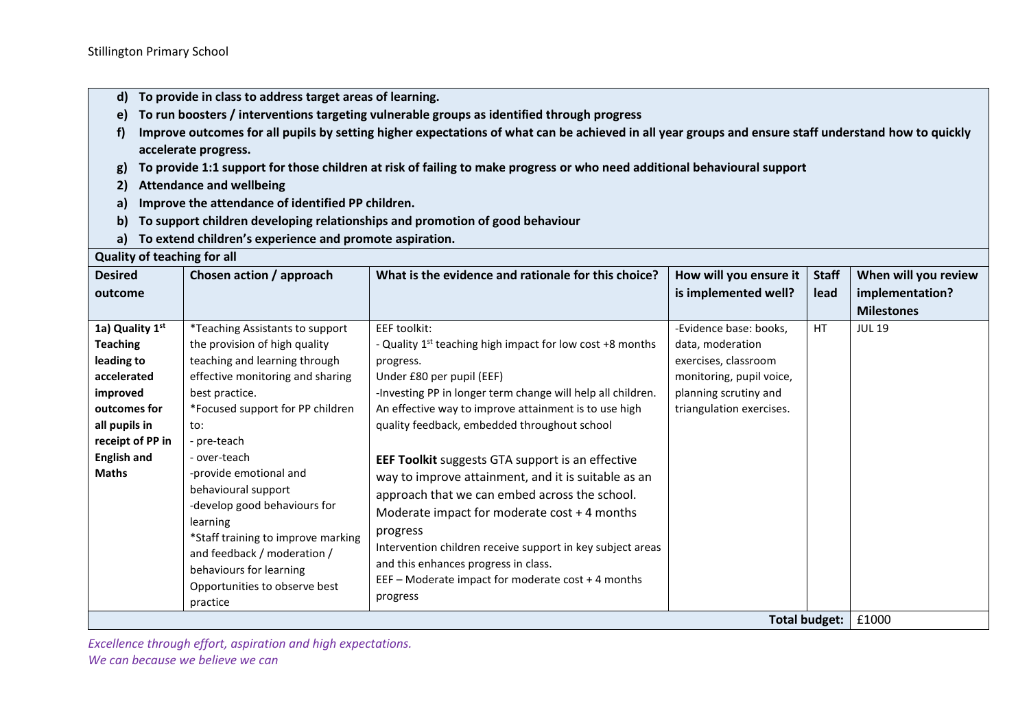d) **To provide in class to address target areas of learning.**
e) **To run boosters / interventions targeting vulnerable groups as identified through progress**
f) **Improve outcomes for all pupils by setting higher expectations of what can be achieved in all year groups and ensure staff understand how to quickly accelerate progress.**
g) **To provide 1:1 support for those children at risk of failing to make progress or who need additional behavioural support**

2) **Attendance and wellbeing**

a) **Improve the attendance of identified PP children.**
b) **To support children developing relationships and promotion of good behaviour**
a) **To extend children's experience and promote aspiration.**

**Quality of teaching for all**

| Desired outcome | Chosen action / approach | What is the evidence and rationale for this choice? | How will you ensure it is implemented well? | Staff lead | When will you review implementation? Milestones |
|---|---|---|---|---|---|
| **1a) Quality 1st Teaching leading to accelerated improved outcomes for all pupils in receipt of PP in English and Maths** | *Teaching Assistants to support the provision of high quality teaching and learning through effective monitoring and sharing best practice.<br>*Focused support for PP children to:<br>- pre-teach<br>- over-teach<br>-provide emotional and behavioural support<br>-develop good behaviours for learning<br>*Staff training to improve marking and feedback / moderation / behaviours for learning<br>Opportunities to observe best practice | EEF toolkit:<br>- Quality 1st teaching high impact for low cost +8 months progress.<br>Under £80 per pupil (EEF)<br>-Investing PP in longer term change will help all children. An effective way to improve attainment is to use high quality feedback, embedded throughout school<br><br>**EEF Toolkit** suggests GTA support is an effective way to improve attainment, and it is suitable as an approach that we can embed across the school. Moderate impact for moderate cost + 4 months progress<br>Intervention children receive support in key subject areas and this enhances progress in class.<br>EEF – Moderate impact for moderate cost + 4 months progress | -Evidence base: books, data, moderation exercises, classroom monitoring, pupil voice, planning scrutiny and triangulation exercises. | HT | JUL 19 |
| | | | | **Total budget:** | £1000 |

*Excellence through effort, aspiration and high expectations.*
*We can because we believe we can*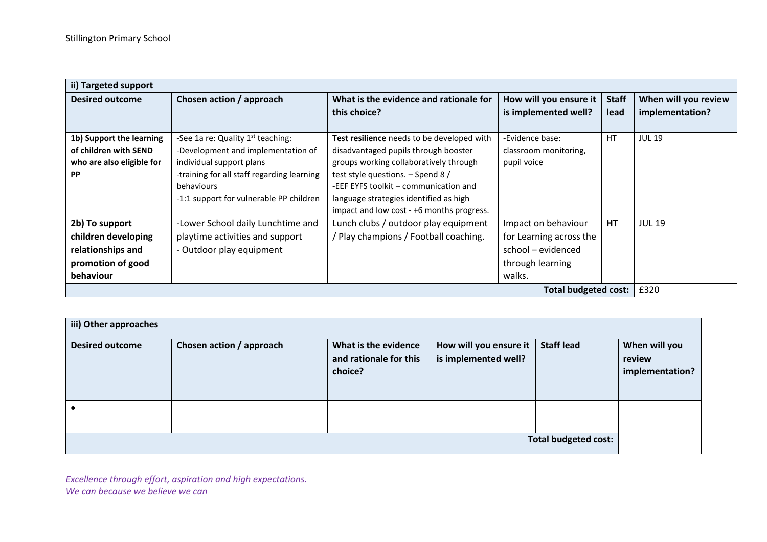| ii) Targeted support | | | | | |
|---|---|---|---|---|---|
| **Desired outcome** | **Chosen action / approach** | **What is the evidence and rationale for this choice?** | **How will you ensure it is implemented well?** | **Staff lead** | **When will you review implementation?** |
| **1b) Support the learning of children with SEND who are also eligible for PP** | -See 1a re: Quality 1st teaching:<br>-Development and implementation of individual support plans<br>-training for all staff regarding learning behaviours<br>-1:1 support for vulnerable PP children | **Test resilience** needs to be developed with disadvantaged pupils through booster groups working collaboratively through test style questions. – Spend 8 /<br>-EEF EYFS toolkit – communication and language strategies identified as high impact and low cost - +6 months progress. | -Evidence base: classroom monitoring, pupil voice | HT | JUL 19 |
| **2b) To support children developing relationships and promotion of good behaviour** | -Lower School daily Lunchtime and playtime activities and support<br>- Outdoor play equipment | Lunch clubs / outdoor play equipment / Play champions / Football coaching. | Impact on behaviour for Learning across the school – evidenced through learning walks. | **HT** | JUL 19 |
| | | | | **Total budgeted cost:** | £320 |

| iii) Other approaches | | | | | |
|---|---|---|---|---|---|
| **Desired outcome** | **Chosen action / approach** | **What is the evidence and rationale for this choice?** | **How will you ensure it is implemented well?** | **Staff lead** | **When will you review implementation?** |
| • | | | | | |
| | | | | **Total budgeted cost:** | |

*Excellence through effort, aspiration and high expectations.*
*We can because we believe we can*